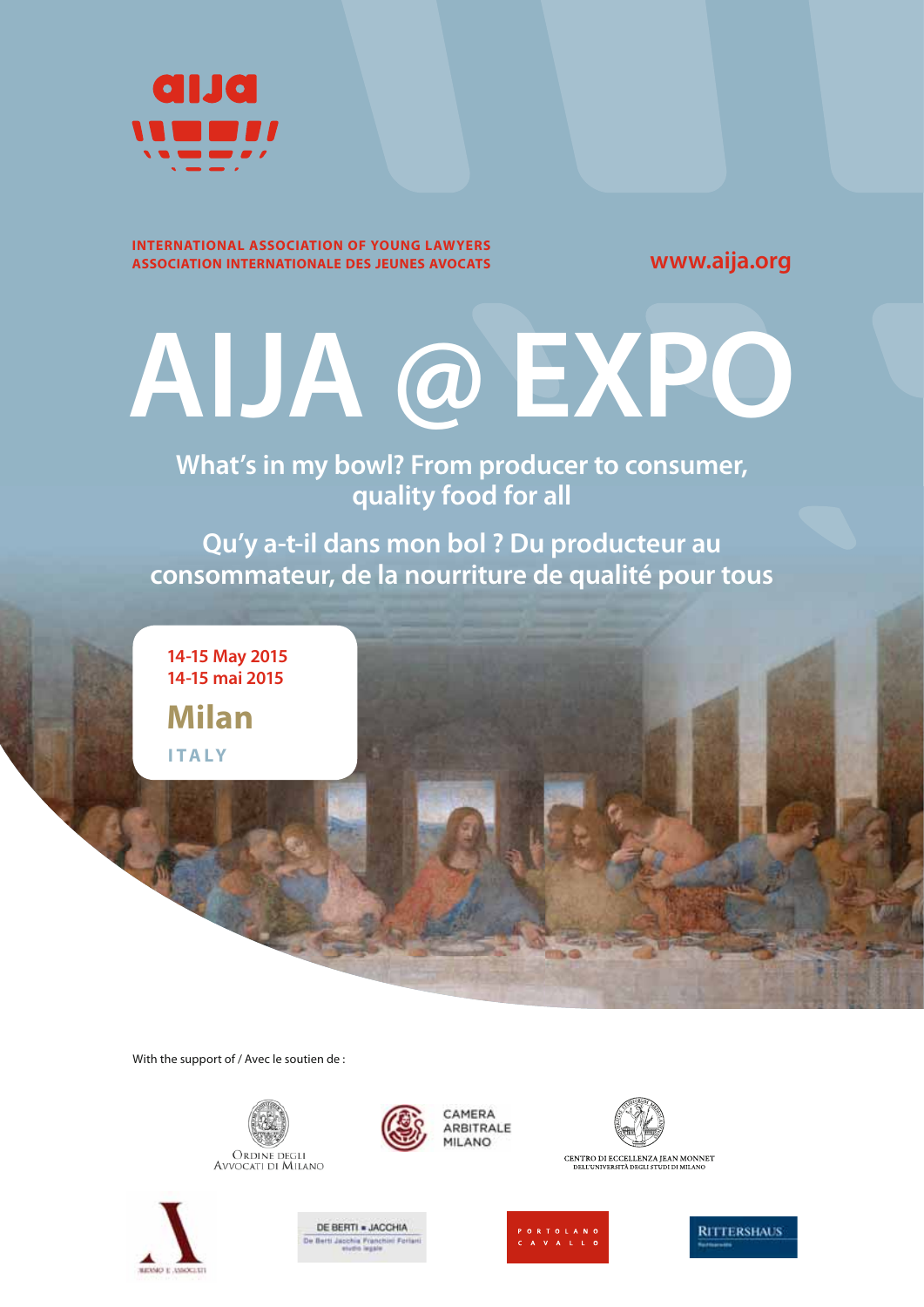INTERNATIONAL ASSOCIATION OF YOUNG LAWYERS
ASSOCIATION INTERNATIONALE DES JEUNES AVOCATS

www.aija.org

# AIJA @ EXPO

## What's in my bowl? From producer to consumer, quality food for all

## Qu'y a-t-il dans mon bol ? Du producteur au consommateur, de la nourriture de qualité pour tous

14-15 May 2015
14-15 mai 2015

**Milan**

**ITALY**

With the support of / Avec le soutien de :

Ordine degli Avvocati di Milano

Camera Arbitrale Milano

Centro di Eccellenza Jean Monnet dell'Università degli Studi di Milano

Bernardo e Associati

De Berti Jacchia – De Berti Jacchia Franchini Forlani studio legale

Portolano Cavallo

Rittershaus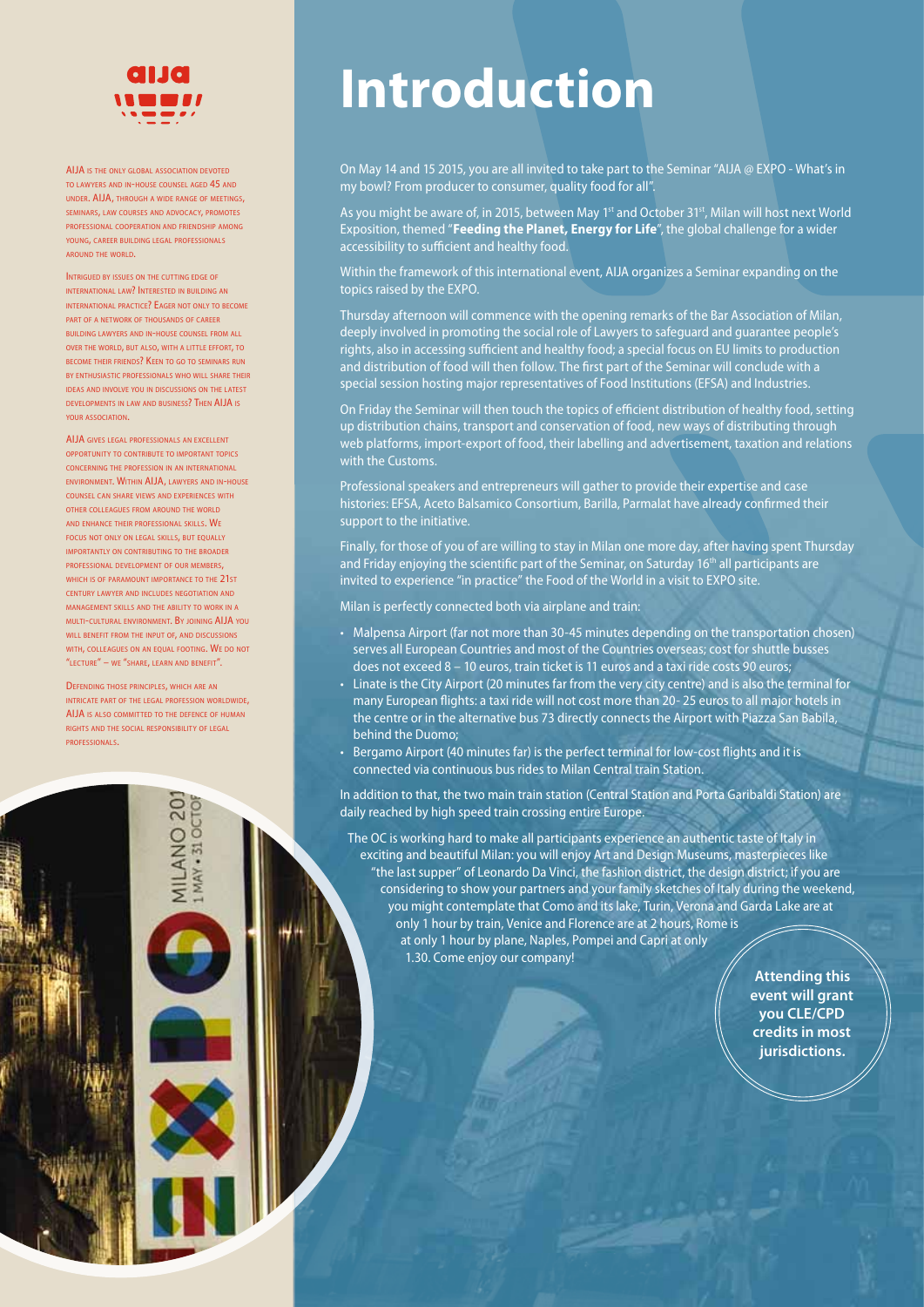# Introduction

AIJA is the only global association devoted to lawyers and in-house counsel aged 45 and under. AIJA, through a wide range of meetings, seminars, law courses and advocacy, promotes professional cooperation and friendship among young, career building legal professionals around the world.

Intrigued by issues on the cutting edge of international law? Interested in building an international practice? Eager not only to become part of a network of thousands of career building lawyers and in-house counsel from all over the world but also, with a little effort, to become their friends? Keen to go to seminars run by enthusiastic professionals who will share their ideas and involve you in discussions on the latest developments in law and business? Then AIJA is your association.

AIJA gives legal professionals an excellent opportunity to contribute to important topics concerning the profession in an international environment. Within AIJA, lawyers and in-house counsel can share views and experiences with other colleagues from around the world and enhance their professional skills. We focus not only on legal skills, but equally importantly on contributing to the broader professional development of our members, which is of paramount importance to the 21st century lawyer and includes negotiation and management skills and the ability to work in a multi-cultural environment. By joining AIJA you will benefit from the input of, and discussions with, colleagues on an equal footing. We do not "lecture" – we "share, learn and benefit".

Defending those principles, which are an intricate part of the legal profession worldwide, AIJA is also committed to the defence of human rights and the social responsibility of legal professionals.

On May 14 and 15 2015, you are all invited to take part to the Seminar "AIJA @ EXPO - What's in my bowl? From producer to consumer, quality food for all".

As you might be aware of, in 2015, between May 1st and October 31st, Milan will host next World Exposition, themed "**Feeding the Planet, Energy for Life**", the global challenge for a wider accessibility to sufficient and healthy food.

Within the framework of this international event, AIJA organizes a Seminar expanding on the topics raised by the EXPO.

Thursday afternoon will commence with the opening remarks of the Bar Association of Milan, deeply involved in promoting the social role of Lawyers to safeguard and guarantee people's rights, also in accessing sufficient and healthy food; a special focus on EU limits to production and distribution of food will then follow. The first part of the Seminar will conclude with a special session hosting major representatives of Food Institutions (EFSA) and Industries.

On Friday the Seminar will then touch the topics of efficient distribution of healthy food, setting up distribution chains, transport and conservation of food, new ways of distributing through web platforms, import-export of food, their labelling and advertisement, taxation and relations with the Customs.

Professional speakers and entrepreneurs will gather to provide their expertise and case histories: EFSA, Aceto Balsamico Consortium, Barilla, Parmalat have already confirmed their support to the initiative.

Finally, for those of you of are willing to stay in Milan one more day, after having spent Thursday and Friday enjoying the scientific part of the Seminar, on Saturday 16th all participants are invited to experience "in practice" the Food of the World in a visit to EXPO site.

Milan is perfectly connected both via airplane and train:

- Malpensa Airport (far not more than 30-45 minutes depending on the transportation chosen) serves all European Countries and most of the Countries overseas; cost for shuttle busses does not exceed 8 – 10 euros, train ticket is 11 euros and a taxi ride costs 90 euros;
- Linate is the City Airport (20 minutes far from the very city centre) and is also the terminal for many European flights: a taxi ride will not cost more than 20- 25 euros to all major hotels in the centre or in the alternative bus 73 directly connects the Airport with Piazza San Babila, behind the Duomo;
- Bergamo Airport (40 minutes far) is the perfect terminal for low-cost flights and it is connected via continuous bus rides to Milan Central train Station.

In addition to that, the two main train station (Central Station and Porta Garibaldi Station) are daily reached by high speed train crossing entire Europe.

The OC is working hard to make all participants experience an authentic taste of Italy in exciting and beautiful Milan: you will enjoy Art and Design Museums, masterpieces like "the last supper" of Leonardo Da Vinci, the fashion district, the design district; if you are considering to show your partners and your family sketches of Italy during the weekend, you might contemplate that Como and its lake, Turin, Verona and Garda Lake are at only 1 hour by train, Venice and Florence are at 2 hours, Rome is at only 1 hour by plane, Naples, Pompei and Capri at only 1.30. Come enjoy our company!

**Attending this event will grant you CLE/CPD credits in most jurisdictions.**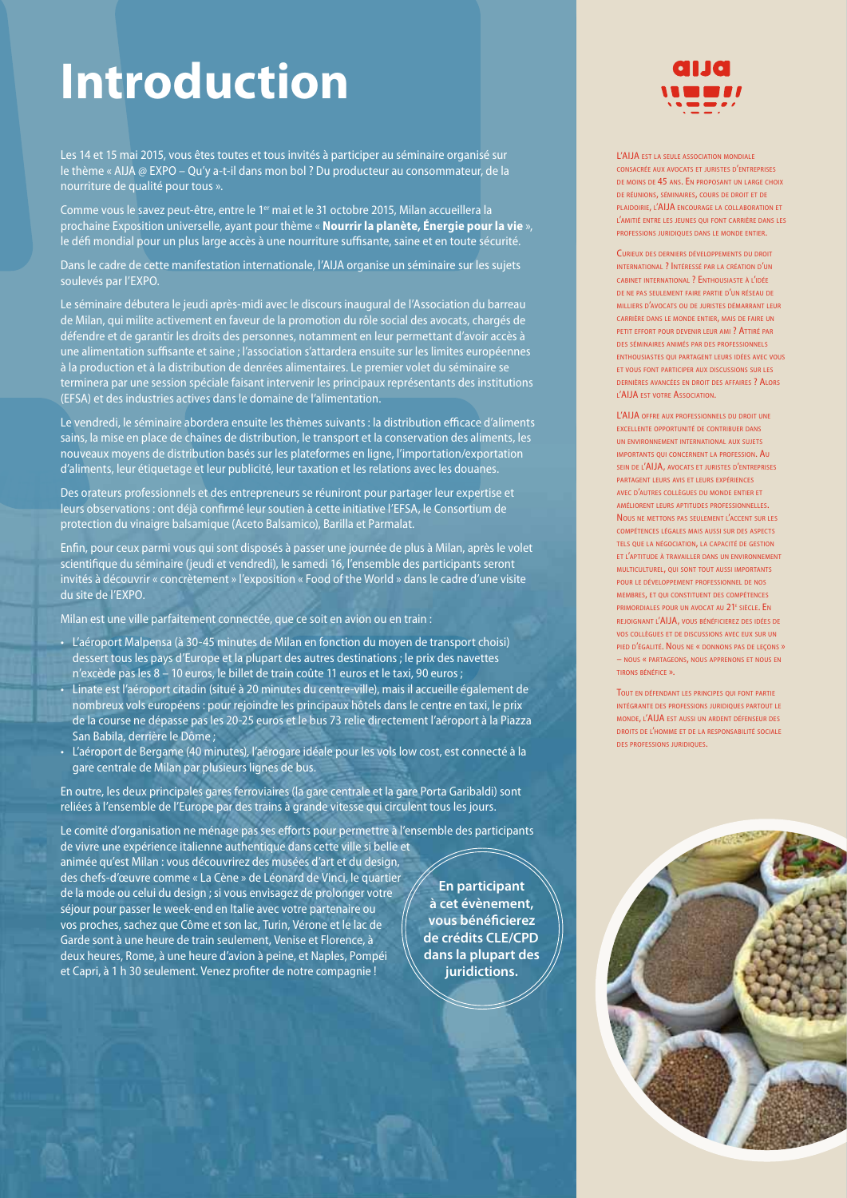# Introduction

Les 14 et 15 mai 2015, vous êtes toutes et tous invités à participer au séminaire organisé sur le thème « AIJA @ EXPO – Qu'y a-t-il dans mon bol ? Du producteur au consommateur, de la nourriture de qualité pour tous ».

Comme vous le savez peut-être, entre le 1er mai et le 31 octobre 2015, Milan accueillera la prochaine Exposition universelle, ayant pour thème « **Nourrir la planète, Énergie pour la vie** », le défi mondial pour un plus large accès à une nourriture suffisante, saine et en toute sécurité.

Dans le cadre de cette manifestation internationale, l'AIJA organise un séminaire sur les sujets soulevés par l'EXPO.

Le séminaire débutera le jeudi après-midi avec le discours inaugural de l'Association du barreau de Milan, qui milite activement en faveur de la promotion du rôle social des avocats, chargés de défendre et de garantir les droits des personnes, notamment en leur permettant d'avoir accès à une alimentation suffisante et saine ; l'association s'attardera ensuite sur les limites européennes à la production et à la distribution de denrées alimentaires. Le premier volet du séminaire se terminera par une session spéciale faisant intervenir les principaux représentants des institutions (EFSA) et des industries actives dans le domaine de l'alimentation.

Le vendredi, le séminaire abordera ensuite les thèmes suivants : la distribution efficace d'aliments sains, la mise en place de chaînes de distribution, le transport et la conservation des aliments, les nouveaux moyens de distribution basés sur les plateformes en ligne, l'importation/exportation d'aliments, leur étiquetage et leur publicité, leur taxation et les relations avec les douanes.

Des orateurs professionnels et des entrepreneurs se réuniront pour partager leur expertise et leurs observations : ont déjà confirmé leur soutien à cette initiative l'EFSA, le Consortium de protection du vinaigre balsamique (Aceto Balsamico), Barilla et Parmalat.

Enfin, pour ceux parmi vous qui sont disposés à passer une journée de plus à Milan, après le volet scientifique du séminaire (jeudi et vendredi), le samedi 16, l'ensemble des participants seront invités à découvrir « concrètement » l'exposition « Food of the World » dans le cadre d'une visite du site de l'EXPO.

Milan est une ville parfaitement connectée, que ce soit en avion ou en train :

- L'aéroport Malpensa (à 30-45 minutes de Milan en fonction du moyen de transport choisi) dessert tous les pays d'Europe et la plupart des autres destinations ; le prix des navettes n'excède pas les 8 – 10 euros, le billet de train coûte 11 euros et le taxi, 90 euros ;
- Linate est l'aéroport citadin (situé à 20 minutes du centre-ville), mais il accueille également de nombreux vols européens : pour rejoindre les principaux hôtels dans le centre en taxi, le prix de la course ne dépasse pas les 20-25 euros et le bus 73 relie directement l'aéroport à la Piazza San Babila, derrière le Dôme ;
- L'aéroport de Bergame (40 minutes), l'aérogare idéale pour les vols low cost, est connecté à la gare centrale de Milan par plusieurs lignes de bus.

En outre, les deux principales gares ferroviaires (la gare centrale et la gare Porta Garibaldi) sont reliées à l'ensemble de l'Europe par des trains à grande vitesse qui circulent tous les jours.

Le comité d'organisation ne ménage pas ses efforts pour permettre à l'ensemble des participants de vivre une expérience italienne authentique dans cette ville si belle et animée qu'est Milan : vous découvrirez des musées d'art et du design, des chefs-d'œuvre comme « La Cène » de Léonard de Vinci, le quartier de la mode ou celui du design ; si vous envisagez de prolonger votre séjour pour passer le week-end en Italie avec votre partenaire ou vos proches, sachez que Côme et son lac, Turin, Vérone et le lac de Garde sont à une heure de train seulement, Venise et Florence, à deux heures, Rome, à une heure d'avion à peine, et Naples, Pompéi et Capri, à 1 h 30 seulement. Venez profiter de notre compagnie !

**En participant à cet évènement, vous bénéficierez de crédits CLE/CPD dans la plupart des juridictions.**

L'AIJA est la seule association mondiale consacrée aux avocats et juristes d'entreprises de moins de 45 ans. En proposant un large choix de réunions, séminaires, cours de droit et de plaidoirie, l'AIJA encourage la collaboration et l'amitié entre les jeunes qui font carrière dans les professions juridiques dans le monde entier.

Curieux des derniers développements du droit international ? Intéressé par la création d'un cabinet international ? Enthousiaste à l'idée de ne pas seulement faire partie d'un réseau de milliers d'avocats ou de juristes démarrant leur carrière dans le monde entier, mais de faire un petit effort pour devenir leur ami ? Attiré par des séminaires animés par des professionnels enthousiastes qui partagent leurs idées avec vous et vous font participer aux discussions sur les dernières avancées en droit des affaires ? Alors l'AIJA est votre Association.

L'AIJA offre aux professionnels du droit une excellente opportunité de contribuer dans un environnement international aux sujets importants qui concernent la profession. Au sein de l'AIJA, avocats et juristes d'entreprises partagent leurs avis et leurs expériences avec d'autres collègues du monde entier et améliorent leurs aptitudes professionnelles. Nous ne mettons pas seulement l'accent sur les compétences légales mais aussi sur des aspects tels que la négociation, la capacité de gestion et l'aptitude à travailler dans un environnement multiculturel, qui sont tout aussi importants pour le développement professionnel de nos membres, et qui constituent des compétences primordiales pour un avocat au 21e siècle. En rejoignant l'AIJA, vous bénéficierez des idées de vos collègues et de discussions avec eux sur un pied d'égalité. Nous ne « donnons pas de leçons » – nous « partageons, nous apprenons et nous en tirons bénéfice ».

Tout en défendant les principes qui font partie intégrante des professions juridiques partout le monde, l'AIJA est aussi un ardent défenseur des droits de l'homme et de la responsabilité sociale des professions juridiques.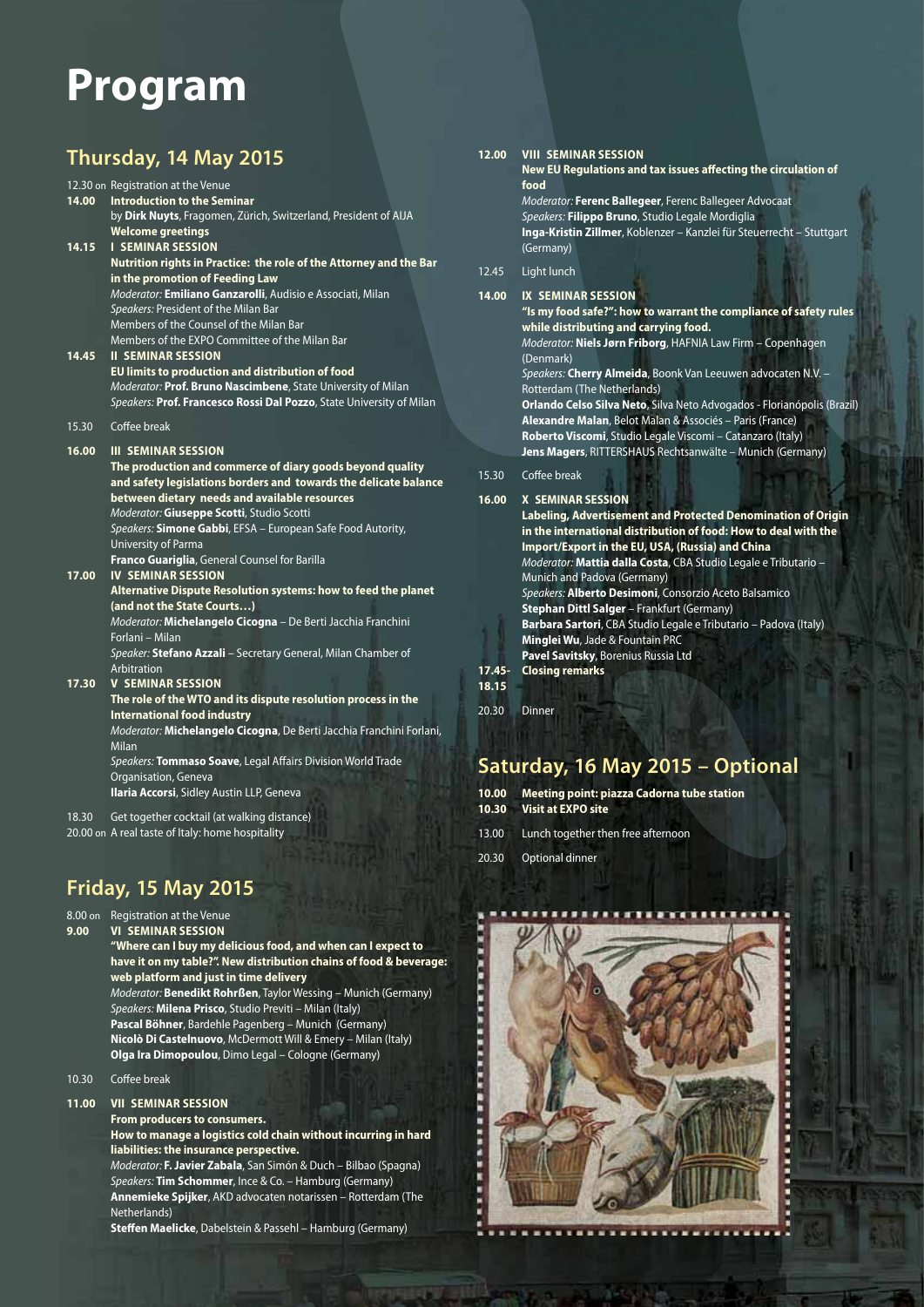# Program

## Thursday, 14 May 2015

12.30 on Registration at the Venue

**14.00 Introduction to the Seminar**
by **Dirk Nuyts**, Fragomen, Zürich, Switzerland, President of AIJA
**Welcome greetings**

**14.15 I SEMINAR SESSION**
**Nutrition rights in Practice: the role of the Attorney and the Bar in the promotion of Feeding Law**
*Moderator:* **Emiliano Ganzarolli**, Audisio e Associati, Milan
*Speakers:* President of the Milan Bar
Members of the Counsel of the Milan Bar
Members of the EXPO Committee of the Milan Bar

**14.45 II SEMINAR SESSION**
**EU limits to production and distribution of food**
*Moderator:* **Prof. Bruno Nascimbene**, State University of Milan
*Speakers:* **Prof. Francesco Rossi Dal Pozzo**, State University of Milan

15.30 Coffee break

**16.00 III SEMINAR SESSION**
**The production and commerce of diary goods beyond quality and safety legislations borders and towards the delicate balance between dietary needs and available resources**
*Moderator:* **Giuseppe Scotti**, Studio Scotti
*Speakers:* **Simone Gabbi**, EFSA – European Safe Food Autority, University of Parma
**Franco Guariglia**, General Counsel for Barilla

**17.00 IV SEMINAR SESSION**
**Alternative Dispute Resolution systems: how to feed the planet (and not the State Courts…)**
*Moderator:* **Michelangelo Cicogna** – De Berti Jacchia Franchini Forlani – Milan
*Speaker:* **Stefano Azzali** – Secretary General, Milan Chamber of Arbitration

**17.30 V SEMINAR SESSION**
**The role of the WTO and its dispute resolution process in the International food industry**
*Moderator:* **Michelangelo Cicogna**, De Berti Jacchia Franchini Forlani, Milan
*Speakers:* **Tommaso Soave**, Legal Affairs Division World Trade Organisation, Geneva
**Ilaria Accorsi**, Sidley Austin LLP, Geneva

18.30 Get together cocktail (at walking distance)

20.00 on A real taste of Italy: home hospitality

## Friday, 15 May 2015

8.00 on Registration at the Venue

**9.00 VI SEMINAR SESSION**
**"Where can I buy my delicious food, and when can I expect to have it on my table?". New distribution chains of food & beverage: web platform and just in time delivery**
*Moderator:* **Benedikt Rohrßen**, Taylor Wessing – Munich (Germany)
*Speakers:* **Milena Prisco**, Studio Previti – Milan (Italy)
**Pascal Böhner**, Bardehle Pagenberg – Munich (Germany)
**Nicolò Di Castelnuovo**, McDermott Will & Emery – Milan (Italy)
**Olga Ira Dimopoulou**, Dimo Legal – Cologne (Germany)

10.30 Coffee break

**11.00 VII SEMINAR SESSION**
**From producers to consumers.**
**How to manage a logistics cold chain without incurring in hard liabilities: the insurance perspective.**
*Moderator:* **F. Javier Zabala**, San Simón & Duch – Bilbao (Spagna)
*Speakers:* **Tim Schommer**, Ince & Co. – Hamburg (Germany)
**Annemieke Spijker**, AKD advocaten notarissen – Rotterdam (The Netherlands)
**Steffen Maelicke**, Dabelstein & Passehl – Hamburg (Germany)

**12.00 VIII SEMINAR SESSION**
**New EU Regulations and tax issues affecting the circulation of food**
*Moderator:* **Ferenc Ballegeer**, Ferenc Ballegeer Advocaat
*Speakers:* **Filippo Bruno**, Studio Legale Mordiglia
**Inga-Kristin Zillmer**, Koblenzer – Kanzlei für Steuerrecht – Stuttgart (Germany)

12.45 Light lunch

**14.00 IX SEMINAR SESSION**
**"Is my food safe?": how to warrant the compliance of safety rules while distributing and carrying food.**
*Moderator:* **Niels Jørn Friborg**, HAFNIA Law Firm – Copenhagen (Denmark)
*Speakers:* **Cherry Almeida**, Boonk Van Leeuwen advocaten N.V. – Rotterdam (The Netherlands)
**Orlando Celso Silva Neto**, Silva Neto Advogados - Florianópolis (Brazil)
**Alexandre Malan**, Belot Malan & Associés – Paris (France)
**Roberto Viscomi**, Studio Legale Viscomi – Catanzaro (Italy)
**Jens Magers**, RITTERSHAUS Rechtsanwälte – Munich (Germany)

15.30 Coffee break

**16.00 X SEMINAR SESSION**
**Labeling, Advertisement and Protected Denomination of Origin in the international distribution of food: How to deal with the Import/Export in the EU, USA, (Russia) and China**
*Moderator:* **Mattia dalla Costa**, CBA Studio Legale e Tributario – Munich and Padova (Germany)
*Speakers:* **Alberto Desimoni**, Consorzio Aceto Balsamico
**Stephan Dittl Salger** – Frankfurt (Germany)
**Barbara Sartori**, CBA Studio Legale e Tributario – Padova (Italy)
**Minglei Wu**, Jade & Fountain PRC
**Pavel Savitsky**, Borenius Russia Ltd

**17.45-18.15 Closing remarks**

20.30 Dinner

## Saturday, 16 May 2015 – Optional

**10.00 Meeting point: piazza Cadorna tube station**

**10.30 Visit at EXPO site**

13.00 Lunch together then free afternoon

20.30 Optional dinner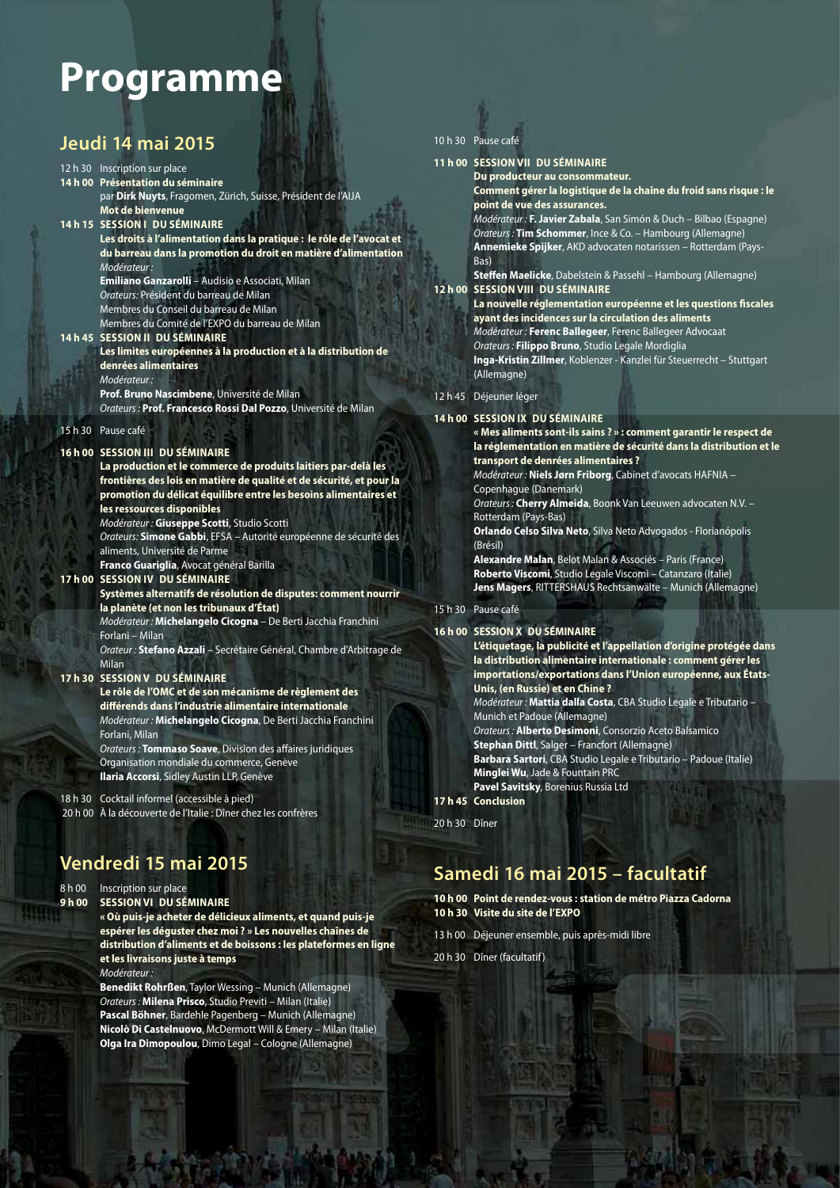# Programme

## Jeudi 14 mai 2015

12 h 30 Inscription sur place

**14 h 00 Présentation du séminaire**
par **Dirk Nuyts**, Fragomen, Zürich, Suisse, Président de l'AIJA
**Mot de bienvenue**

**14 h 15 SESSION I DU SÉMINAIRE**
**Les droits à l'alimentation dans la pratique : le rôle de l'avocat et du barreau dans la promotion du droit en matière d'alimentation**
*Modérateur :*
**Emiliano Ganzarolli** – Audisio e Associati, Milan
*Orateurs:* Président du barreau de Milan
Membres du Conseil du barreau de Milan
Membres du Comité de l'EXPO du barreau de Milan

**14 h 45 SESSION II DU SÉMINAIRE**
**Les limites européennes à la production et à la distribution de denrées alimentaires**
*Modérateur :*
**Prof. Bruno Nascimbene**, Université de Milan
*Orateurs :* **Prof. Francesco Rossi Dal Pozzo**, Université de Milan

15 h 30 Pause café

**16 h 00 SESSION III DU SÉMINAIRE**
**La production et le commerce de produits laitiers par-delà les frontières des lois en matière de qualité et de sécurité, et pour la promotion du délicat équilibre entre les besoins alimentaires et les ressources disponibles**
*Modérateur :* **Giuseppe Scotti**, Studio Scotti
*Orateurs:* **Simone Gabbi**, EFSA – Autorité européenne de sécurité des aliments, Université de Parme
**Franco Guariglia**, Avocat général Barilla

**17 h 00 SESSION IV DU SÉMINAIRE**
**Systèmes alternatifs de résolution de disputes: comment nourrir la planète (et non les tribunaux d'État)**
*Modérateur :* **Michelangelo Cicogna** – De Berti Jacchia Franchini Forlani – Milan
*Orateur :* **Stefano Azzali** – Secrétaire Général, Chambre d'Arbitrage de Milan

**17 h 30 SESSION V DU SÉMINAIRE**
**Le rôle de l'OMC et de son mécanisme de règlement des différends dans l'industrie alimentaire internationale**
*Modérateur :* **Michelangelo Cicogna**, De Berti Jacchia Franchini Forlani, Milan
*Orateurs :* **Tommaso Soave**, Division des affaires juridiques Organisation mondiale du commerce, Genève
**Ilaria Accorsi**, Sidley Austin LLP, Genève

18 h 30 Cocktail informel (accessible à pied)

20 h 00 À la découverte de l'Italie : Dîner chez les confrères

## Vendredi 15 mai 2015

8 h 00 Inscription sur place

**9 h 00 SESSION VI DU SÉMINAIRE**
**« Où puis-je acheter de délicieux aliments, et quand puis-je espérer les déguster chez moi ? » Les nouvelles chaînes de distribution d'aliments et de boissons : les plateformes en ligne et les livraisons juste à temps**
*Modérateur :*
**Benedikt Rohrßen**, Taylor Wessing – Munich (Allemagne)
*Orateurs :* **Milena Prisco**, Studio Previti – Milan (Italie)
**Pascal Böhner**, Bardehle Pagenberg – Munich (Allemagne)
**Nicolò Di Castelnuovo**, McDermott Will & Emery – Milan (Italie)
**Olga Ira Dimopoulou**, Dimo Legal – Cologne (Allemagne)

10 h 30 Pause café

**11 h 00 SESSION VII DU SÉMINAIRE**
**Du producteur au consommateur.**
**Comment gérer la logistique de la chaîne du froid sans risque : le point de vue des assurances.**
*Modérateur :* **F. Javier Zabala**, San Simón & Duch – Bilbao (Espagne)
*Orateurs :* **Tim Schommer**, Ince & Co. – Hambourg (Allemagne)
**Annemieke Spijker**, AKD advocaten notarissen – Rotterdam (Pays-Bas)
**Steffen Maelicke**, Dabelstein & Passehl – Hambourg (Allemagne)

**12 h 00 SESSION VIII DU SÉMINAIRE**
**La nouvelle réglementation européenne et les questions fiscales ayant des incidences sur la circulation des aliments**
*Modérateur :* **Ferenc Ballegeer**, Ferenc Ballegeer Advocaat
*Orateurs :* **Filippo Bruno**, Studio Legale Mordiglia
**Inga-Kristin Zillmer**, Koblenzer - Kanzlei für Steuerrecht – Stuttgart (Allemagne)

12 h 45 Déjeuner léger

**14 h 00 SESSION IX DU SÉMINAIRE**
**« Mes aliments sont-ils sains ? » : comment garantir le respect de la réglementation en matière de sécurité dans la distribution et le transport de denrées alimentaires ?**
*Modérateur :* **Niels Jørn Friborg**, Cabinet d'avocats HAFNIA – Copenhague (Danemark)
*Orateurs :* **Cherry Almeida**, Boonk Van Leeuwen advocaten N.V. – Rotterdam (Pays-Bas)
**Orlando Celso Silva Neto**, Silva Neto Advogados - Florianópolis (Brésil)
**Alexandre Malan**, Belot Malan & Associés – Paris (France)
**Roberto Viscomi**, Studio Legale Viscomi – Catanzaro (Italie)
**Jens Magers**, RITTERSHAUS Rechtsanwälte – Munich (Allemagne)

15 h 30 Pause café

**16 h 00 SESSION X DU SÉMINAIRE**
**L'étiquetage, la publicité et l'appellation d'origine protégée dans la distribution alimentaire internationale : comment gérer les importations/exportations dans l'Union européenne, aux États-Unis, (en Russie) et en Chine ?**
*Modérateur :* **Mattia dalla Costa**, CBA Studio Legale e Tributario – Munich et Padoue (Allemagne)
*Orateurs :* **Alberto Desimoni**, Consorzio Aceto Balsamico
**Stephan Dittl**, Salger – Francfort (Allemagne)
**Barbara Sartori**, CBA Studio Legale e Tributario – Padoue (Italie)
**Minglei Wu**, Jade & Fountain PRC
**Pavel Savitsky**, Borenius Russia Ltd

**17 h 45 Conclusion**

20 h 30 Dîner

## Samedi 16 mai 2015 – facultatif

**10 h 00 Point de rendez-vous : station de métro Piazza Cadorna**

**10 h 30 Visite du site de l'EXPO**

13 h 00 Déjeuner ensemble, puis après-midi libre

20 h 30 Dîner (facultatif)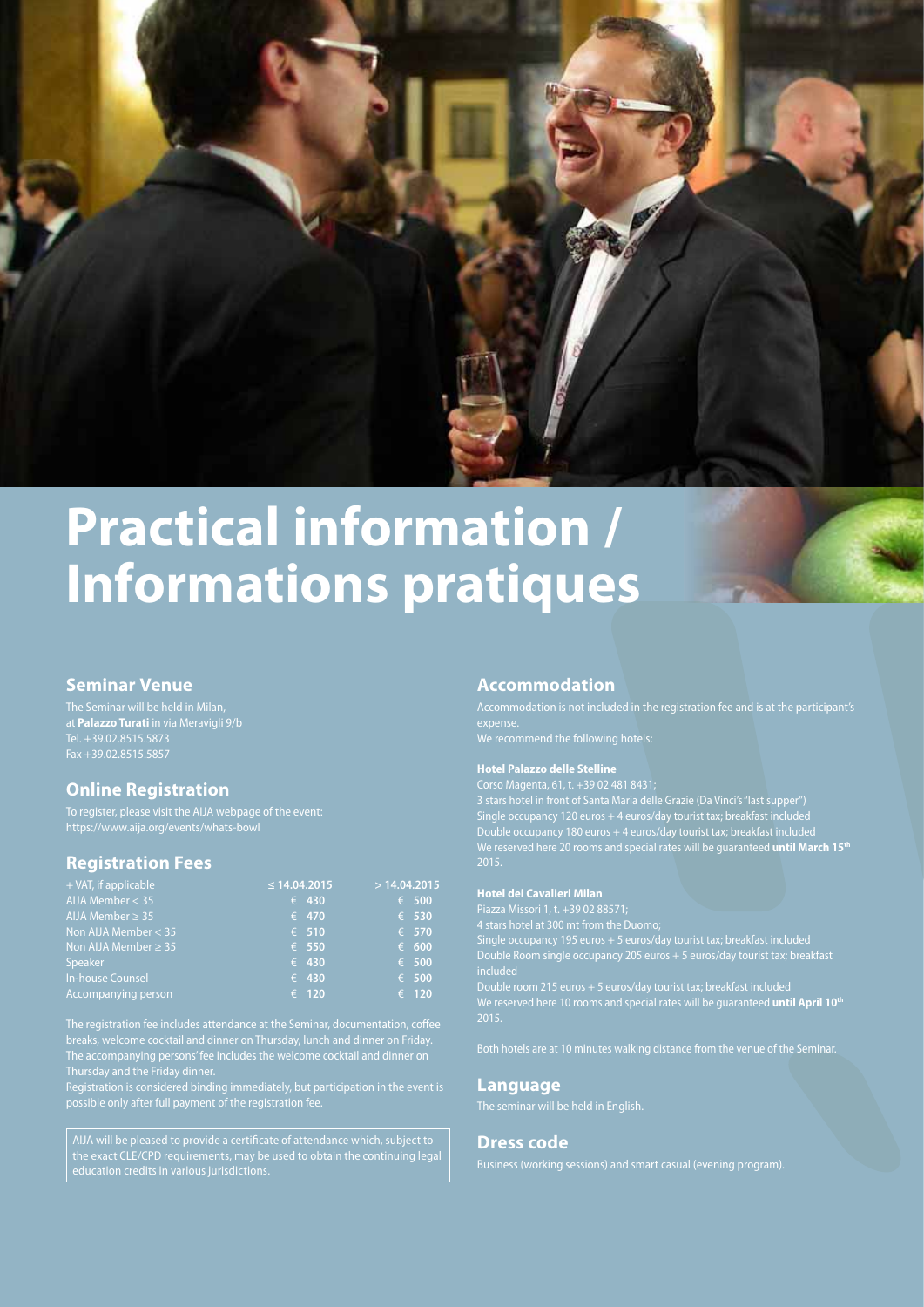# Practical information / Informations pratiques

## Seminar Venue

The Seminar will be held in Milan, at **Palazzo Turati** in via Meravigli 9/b
Tel. +39.02.8515.5873
Fax +39.02.8515.5857

## Online Registration

To register, please visit the AIJA webpage of the event:
https://www.aija.org/events/whats-bowl

## Registration Fees

| + VAT, if applicable | ≤ 14.04.2015 | > 14.04.2015 |
| --- | --- | --- |
| AIJA Member < 35 | € 430 | € 500 |
| AIJA Member ≥ 35 | € 470 | € 530 |
| Non AIJA Member < 35 | € 510 | € 570 |
| Non AIJA Member ≥ 35 | € 550 | € 600 |
| Speaker | € 430 | € 500 |
| In-house Counsel | € 430 | € 500 |
| Accompanying person | € 120 | € 120 |

The registration fee includes attendance at the Seminar, documentation, coffee breaks, welcome cocktail and dinner on Thursday, lunch and dinner on Friday. The accompanying persons' fee includes the welcome cocktail and dinner on Thursday and the Friday dinner.
Registration is considered binding immediately, but participation in the event is possible only after full payment of the registration fee.

AIJA will be pleased to provide a certificate of attendance which, subject to the exact CLE/CPD requirements, may be used to obtain the continuing legal education credits in various jurisdictions.

## Accommodation

Accommodation is not included in the registration fee and is at the participant's expense.
We recommend the following hotels:

**Hotel Palazzo delle Stelline**
Corso Magenta, 61, t. +39 02 481 8431;
3 stars hotel in front of Santa Maria delle Grazie (Da Vinci's "last supper")
Single occupancy 120 euros + 4 euros/day tourist tax; breakfast included
Double occupancy 180 euros + 4 euros/day tourist tax; breakfast included
We reserved here 20 rooms and special rates will be guaranteed **until March 15th** 2015.

**Hotel dei Cavalieri Milan**
Piazza Missori 1, t. +39 02 88571;
4 stars hotel at 300 mt from the Duomo;
Single occupancy 195 euros + 5 euros/day tourist tax; breakfast included
Double Room single occupancy 205 euros + 5 euros/day tourist tax; breakfast included
Double room 215 euros + 5 euros/day tourist tax; breakfast included
We reserved here 10 rooms and special rates will be guaranteed **until April 10th** 2015.

Both hotels are at 10 minutes walking distance from the venue of the Seminar.

## Language

The seminar will be held in English.

## Dress code

Business (working sessions) and smart casual (evening program).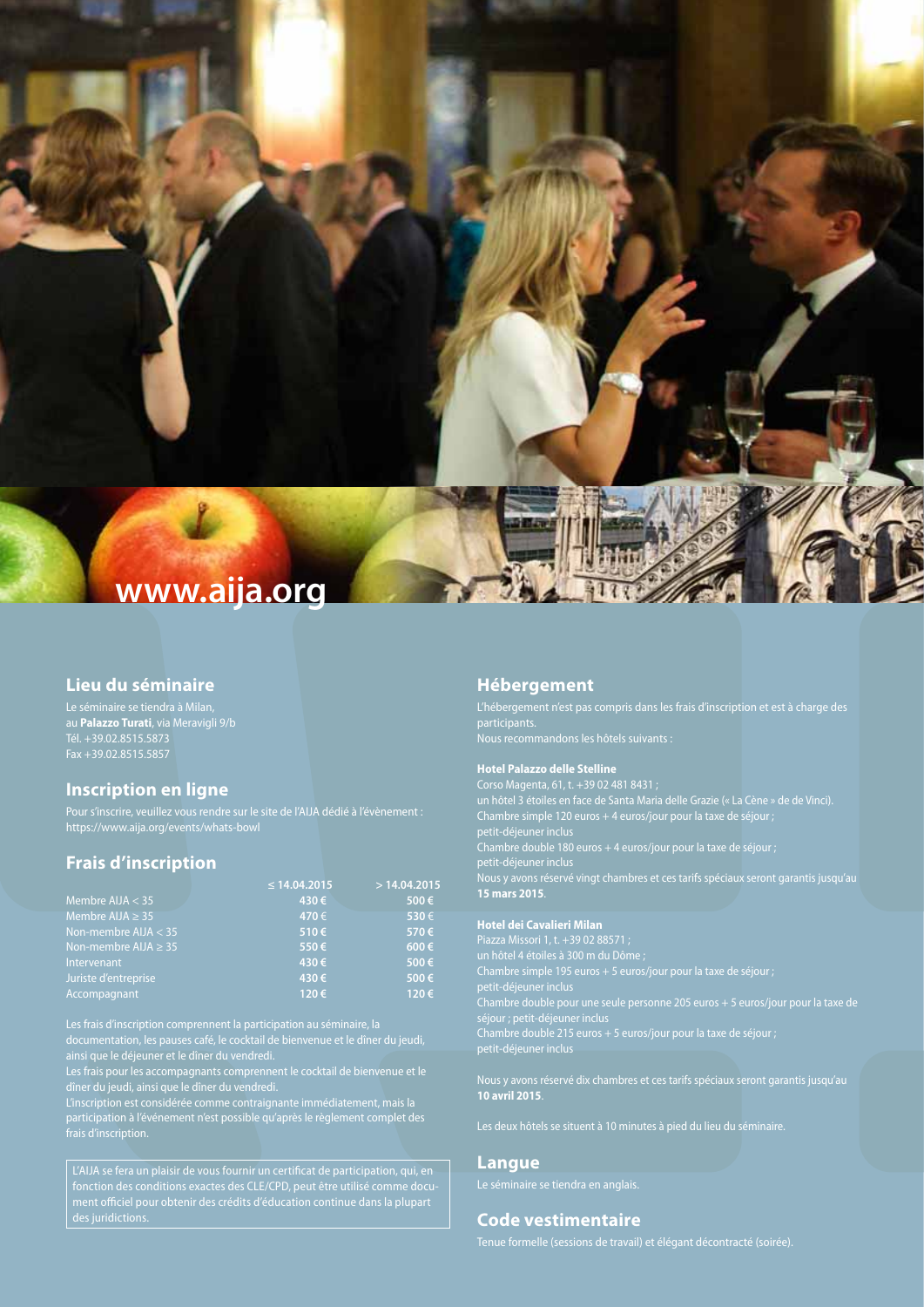www.aija.org

## Lieu du séminaire

Le séminaire se tiendra à Milan,
au **Palazzo Turati**, via Meravigli 9/b
Tél. +39.02.8515.5873
Fax +39.02.8515.5857

## Inscription en ligne

Pour s'inscrire, veuillez vous rendre sur le site de l'AIJA dédié à l'évènement : https://www.aija.org/events/whats-bowl

## Frais d'inscription

| | ≤ 14.04.2015 | > 14.04.2015 |
|---|---|---|
| Membre AIJA < 35 | 430 € | 500 € |
| Membre AIJA ≥ 35 | 470 € | 530 € |
| Non-membre AIJA < 35 | 510 € | 570 € |
| Non-membre AIJA ≥ 35 | 550 € | 600 € |
| Intervenant | 430 € | 500 € |
| Juriste d'entreprise | 430 € | 500 € |
| Accompagnant | 120 € | 120 € |

Les frais d'inscription comprennent la participation au séminaire, la documentation, les pauses café, le cocktail de bienvenue et le dîner du jeudi, ainsi que le déjeuner et le dîner du vendredi.
Les frais pour les accompagnants comprennent le cocktail de bienvenue et le dîner du jeudi, ainsi que le dîner du vendredi.
L'inscription est considérée comme contraignante immédiatement, mais la participation à l'événement n'est possible qu'après le règlement complet des frais d'inscription.

L'AIJA se fera un plaisir de vous fournir un certificat de participation, qui, en fonction des conditions exactes des CLE/CPD, peut être utilisé comme document officiel pour obtenir des crédits d'éducation continue dans la plupart des juridictions.

## Hébergement

L'hébergement n'est pas compris dans les frais d'inscription et est à charge des participants.
Nous recommandons les hôtels suivants :

**Hotel Palazzo delle Stelline**
Corso Magenta, 61, t. +39 02 481 8431 ;
un hôtel 3 étoiles en face de Santa Maria delle Grazie (« La Cène » de de Vinci).
Chambre simple 120 euros + 4 euros/jour pour la taxe de séjour ; petit-déjeuner inclus
Chambre double 180 euros + 4 euros/jour pour la taxe de séjour ; petit-déjeuner inclus
Nous y avons réservé vingt chambres et ces tarifs spéciaux seront garantis jusqu'au **15 mars 2015**.

**Hotel dei Cavalieri Milan**
Piazza Missori 1, t. +39 02 88571 ;
un hôtel 4 étoiles à 300 m du Dôme ;
Chambre simple 195 euros + 5 euros/jour pour la taxe de séjour ; petit-déjeuner inclus
Chambre double pour une seule personne 205 euros + 5 euros/jour pour la taxe de séjour ; petit-déjeuner inclus
Chambre double 215 euros + 5 euros/jour pour la taxe de séjour ; petit-déjeuner inclus

Nous y avons réservé dix chambres et ces tarifs spéciaux seront garantis jusqu'au **10 avril 2015**.

Les deux hôtels se situent à 10 minutes à pied du lieu du séminaire.

## Langue

Le séminaire se tiendra en anglais.

## Code vestimentaire

Tenue formelle (sessions de travail) et élégant décontracté (soirée).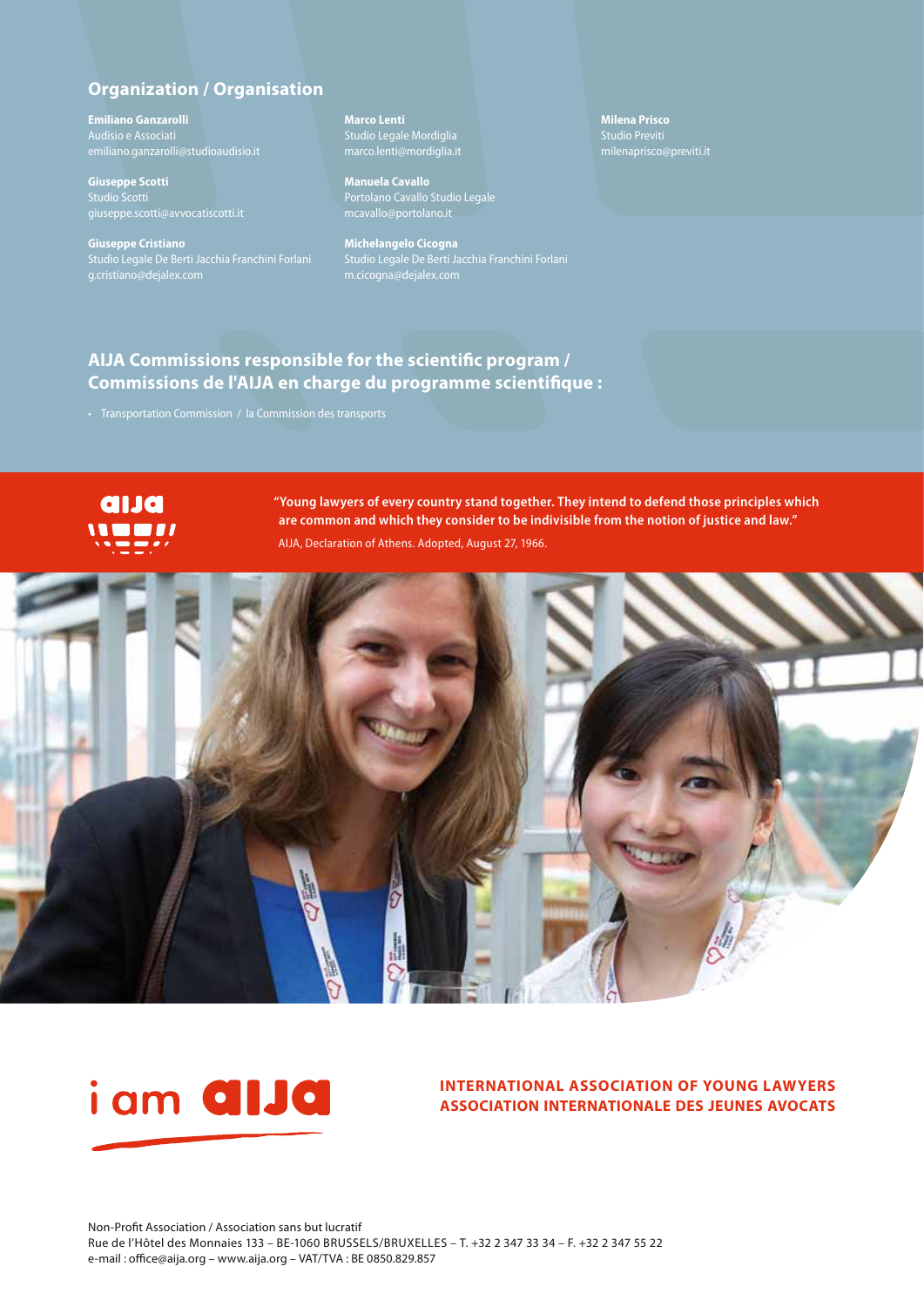## Organization / Organisation

**Emiliano Ganzarolli**
Audisio e Associati
emiliano.ganzarolli@studioaudisio.it

**Giuseppe Scotti**
Studio Scotti
giuseppe.scotti@avvocatiscotti.it

**Giuseppe Cristiano**
Studio Legale De Berti Jacchia Franchini Forlani
g.cristiano@dejalex.com

**Marco Lenti**
Studio Legale Mordiglia
marco.lenti@mordiglia.it

**Manuela Cavallo**
Portolano Cavallo Studio Legale
mcavallo@portolano.it

**Michelangelo Cicogna**
Studio Legale De Berti Jacchia Franchini Forlani
m.cicogna@dejalex.com

**Milena Prisco**
Studio Previti
milenaprisco@previti.it

## AIJA Commissions responsible for the scientific program / Commissions de l'AIJA en charge du programme scientifique :

- Transportation Commission / la Commission des transports

**"Young lawyers of every country stand together. They intend to defend those principles which are common and which they consider to be indivisible from the notion of justice and law."**

AIJA, Declaration of Athens. Adopted, August 27, 1966.

i am aija

**INTERNATIONAL ASSOCIATION OF YOUNG LAWYERS**
**ASSOCIATION INTERNATIONALE DES JEUNES AVOCATS**

Non-Profit Association / Association sans but lucratif
Rue de l'Hôtel des Monnaies 133 – BE-1060 BRUSSELS/BRUXELLES – T. +32 2 347 33 34 – F. +32 2 347 55 22
e-mail : office@aija.org – www.aija.org – VAT/TVA : BE 0850.829.857